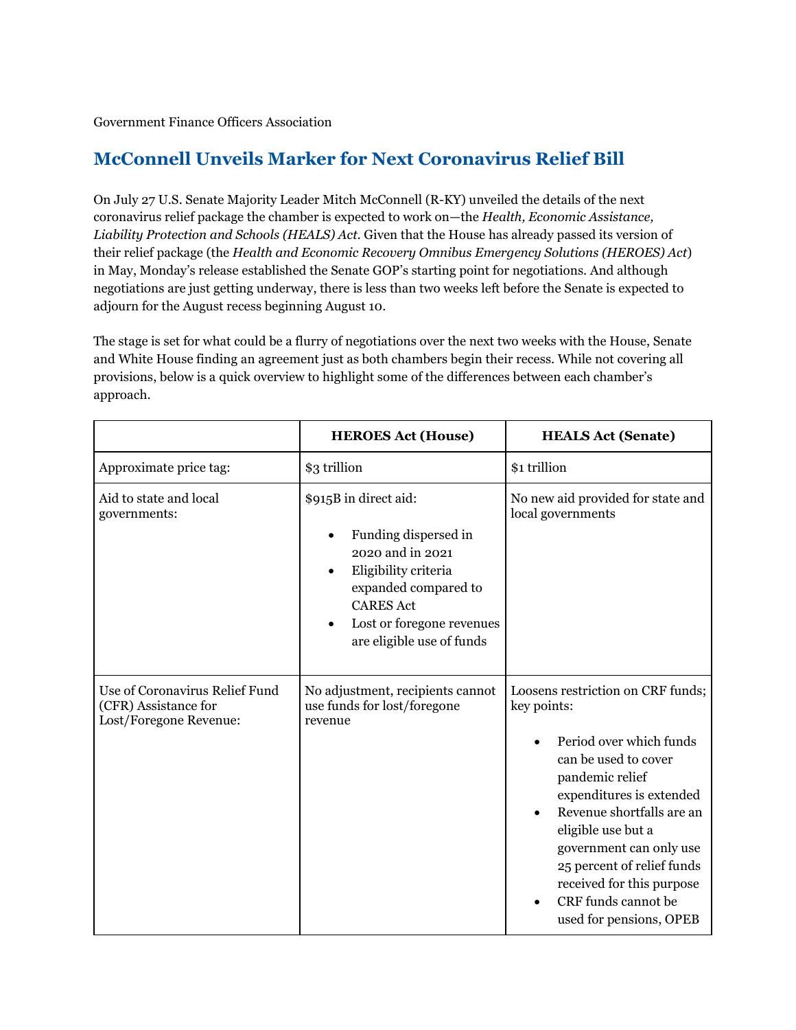Government Finance Officers Association

# McConnell Unveils Marker for Next Coronavirus Relief Bill

On July 27 U.S. Senate Majority Leader Mitch McConnell (R-KY) unveiled the details of the next coronavirus relief package the chamber is expected to work on—the *Health, Economic Assistance, Liability Protection and Schools (HEALS) Act*. Given that the House has already passed its version of their relief package (the *Health and Economic Recovery Omnibus Emergency Solutions (HEROES) Act*) in May, Monday's release established the Senate GOP's starting point for negotiations. And although negotiations are just getting underway, there is less than two weeks left before the Senate is expected to adjourn for the August recess beginning August 10.

The stage is set for what could be a flurry of negotiations over the next two weeks with the House, Senate and White House finding an agreement just as both chambers begin their recess. While not covering all provisions, below is a quick overview to highlight some of the differences between each chamber's approach.

| | **HEROES Act (House)** | **HEALS Act (Senate)** |
|---|---|---|
| Approximate price tag: | $3 trillion | $1 trillion |
| Aid to state and local governments: | $915B in direct aid:<br>• Funding dispersed in 2020 and in 2021<br>• Eligibility criteria expanded compared to CARES Act<br>• Lost or foregone revenues are eligible use of funds | No new aid provided for state and local governments |
| Use of Coronavirus Relief Fund (CFR) Assistance for Lost/Foregone Revenue: | No adjustment, recipients cannot use funds for lost/foregone revenue | Loosens restriction on CRF funds; key points:<br>• Period over which funds can be used to cover pandemic relief expenditures is extended<br>• Revenue shortfalls are an eligible use but a government can only use 25 percent of relief funds received for this purpose<br>• CRF funds cannot be used for pensions, OPEB |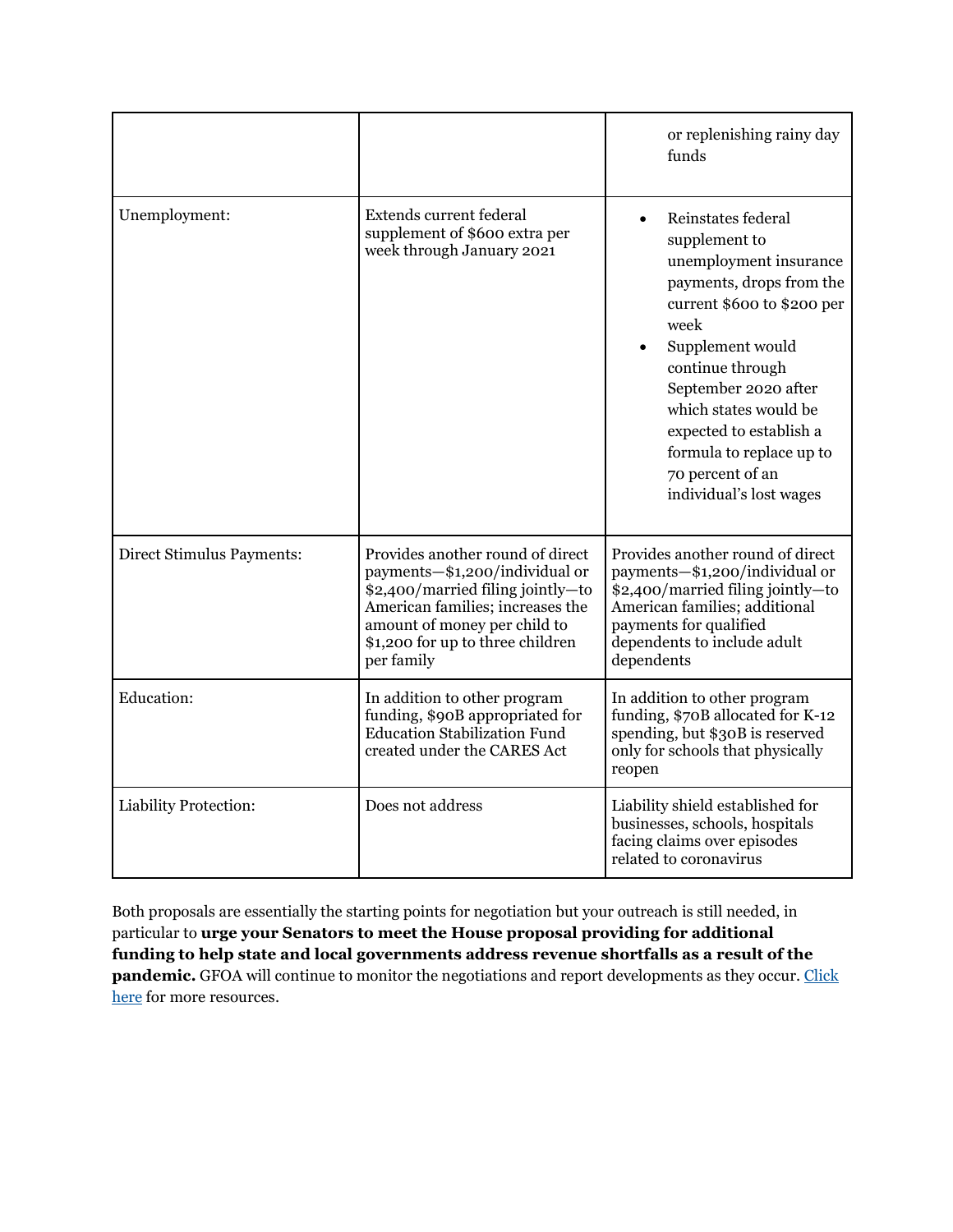| | | |
|---|---|---|
| | | or replenishing rainy day funds |
| Unemployment: | Extends current federal supplement of $600 extra per week through January 2021 | • Reinstates federal supplement to unemployment insurance payments, drops from the current $600 to $200 per week<br>• Supplement would continue through September 2020 after which states would be expected to establish a formula to replace up to 70 percent of an individual's lost wages |
| Direct Stimulus Payments: | Provides another round of direct payments—$1,200/individual or $2,400/married filing jointly—to American families; increases the amount of money per child to $1,200 for up to three children per family | Provides another round of direct payments—$1,200/individual or $2,400/married filing jointly—to American families; additional payments for qualified dependents to include adult dependents |
| Education: | In addition to other program funding, $90B appropriated for Education Stabilization Fund created under the CARES Act | In addition to other program funding, $70B allocated for K-12 spending, but $30B is reserved only for schools that physically reopen |
| Liability Protection: | Does not address | Liability shield established for businesses, schools, hospitals facing claims over episodes related to coronavirus |

Both proposals are essentially the starting points for negotiation but your outreach is still needed, in particular to **urge your Senators to meet the House proposal providing for additional funding to help state and local governments address revenue shortfalls as a result of the pandemic.** GFOA will continue to monitor the negotiations and report developments as they occur. Click here for more resources.